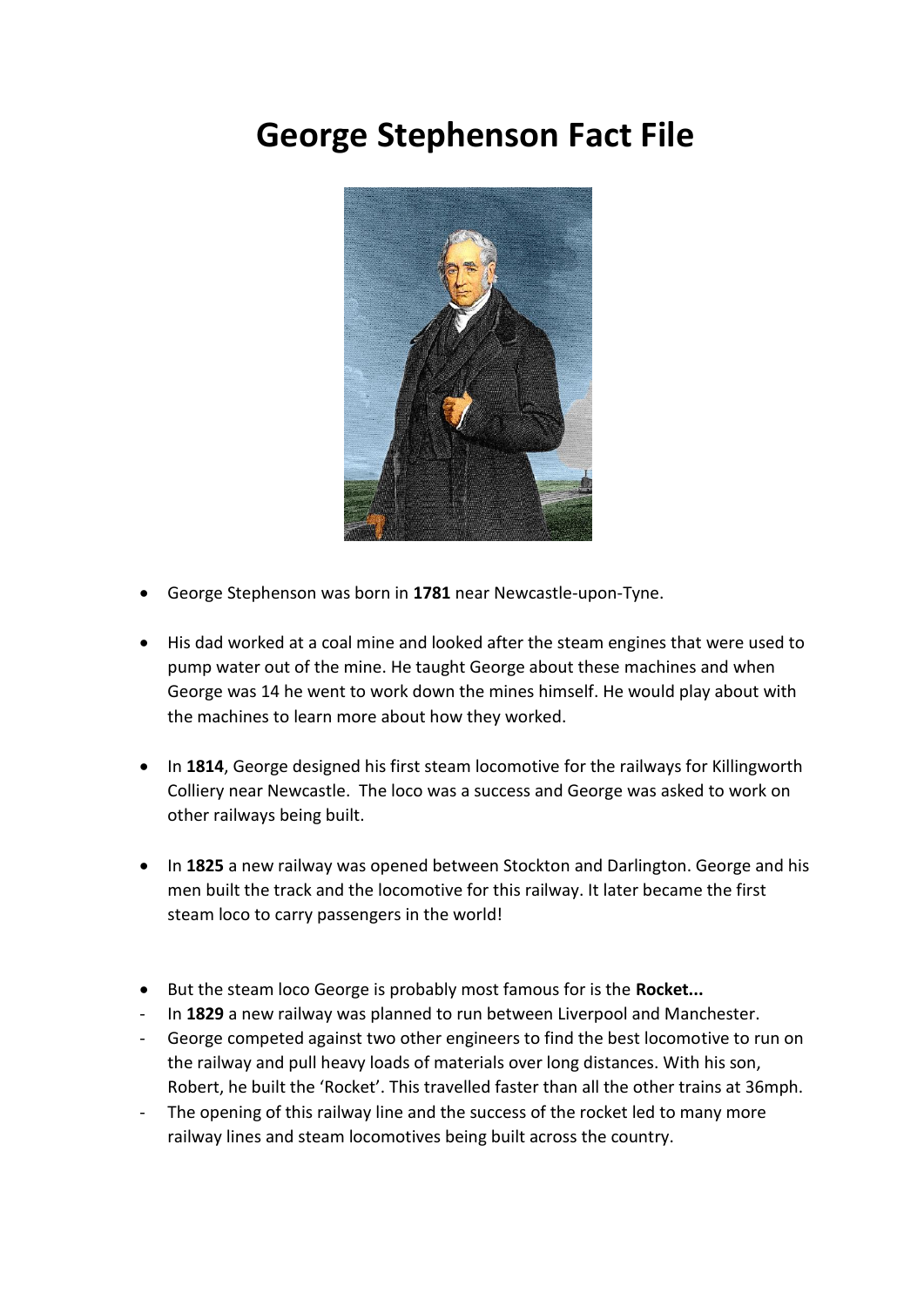# George Stephenson Fact File

- George Stephenson was born in **1781** near Newcastle-upon-Tyne.

- His dad worked at a coal mine and looked after the steam engines that were used to pump water out of the mine. He taught George about these machines and when George was 14 he went to work down the mines himself. He would play about with the machines to learn more about how they worked.

- In **1814**, George designed his first steam locomotive for the railways for Killingworth Colliery near Newcastle. The loco was a success and George was asked to work on other railways being built.

- In **1825** a new railway was opened between Stockton and Darlington. George and his men built the track and the locomotive for this railway. It later became the first steam loco to carry passengers in the world!

- But the steam loco George is probably most famous for is the **Rocket...**

- In **1829** a new railway was planned to run between Liverpool and Manchester.
- George competed against two other engineers to find the best locomotive to run on the railway and pull heavy loads of materials over long distances. With his son, Robert, he built the 'Rocket'. This travelled faster than all the other trains at 36mph.
- The opening of this railway line and the success of the rocket led to many more railway lines and steam locomotives being built across the country.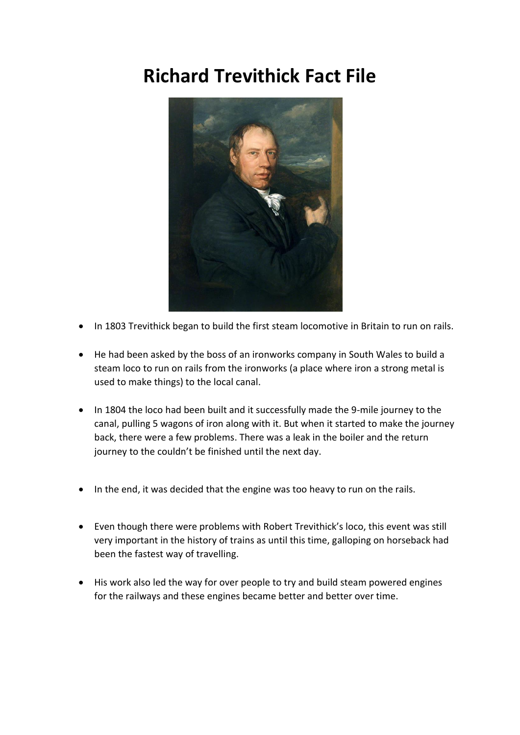# Richard Trevithick Fact File

- In 1803 Trevithick began to build the first steam locomotive in Britain to run on rails.

- He had been asked by the boss of an ironworks company in South Wales to build a steam loco to run on rails from the ironworks (a place where iron a strong metal is used to make things) to the local canal.

- In 1804 the loco had been built and it successfully made the 9-mile journey to the canal, pulling 5 wagons of iron along with it. But when it started to make the journey back, there were a few problems. There was a leak in the boiler and the return journey to the couldn't be finished until the next day.

- In the end, it was decided that the engine was too heavy to run on the rails.

- Even though there were problems with Robert Trevithick's loco, this event was still very important in the history of trains as until this time, galloping on horseback had been the fastest way of travelling.

- His work also led the way for over people to try and build steam powered engines for the railways and these engines became better and better over time.